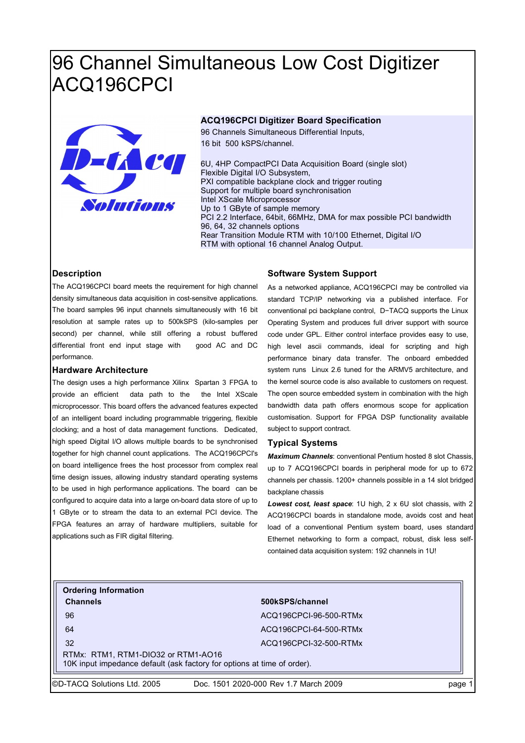# 96 Channel Simultaneous Low Cost Digitizer ACQ196CPCI

**ACQ196CPCI Digitizer Board Specification**

96 Channels Simultaneous Differential Inputs,
16 bit 500 kSPS/channel.

6U, 4HP CompactPCI Data Acquisition Board (single slot)
Flexible Digital I/O Subsystem,
PXI compatible backplane clock and trigger routing
Support for multiple board synchronisation
Intel XScale Microprocessor
Up to 1 GByte of sample memory
PCI 2.2 Interface, 64bit, 66MHz, DMA for max possible PCI bandwidth
96, 64, 32 channels options
Rear Transition Module RTM with 10/100 Ethernet, Digital I/O
RTM with optional 16 channel Analog Output.

## Description

The ACQ196CPCI board meets the requirement for high channel density simultaneous data acquisition in cost-sensitve applications. The board samples 96 input channels simultaneously with 16 bit resolution at sample rates up to 500kSPS (kilo-samples per second) per channel, while still offering a robust buffered differential front end input stage with good AC and DC performance.

## Hardware Architecture

The design uses a high performance Xilinx Spartan 3 FPGA to provide an efficient data path to the the Intel XScale microprocessor. This board offers the advanced features expected of an intelligent board including programmable triggering, flexible clocking; and a host of data management functions. Dedicated, high speed Digital I/O allows multiple boards to be synchronised together for high channel count applications. The ACQ196CPCI's on board intelligence frees the host processor from complex real time design issues, allowing industry standard operating systems to be used in high performance applications. The board can be configured to acquire data into a large on-board data store of up to 1 GByte or to stream the data to an external PCI device. The FPGA features an array of hardware multipliers, suitable for applications such as FIR digital filtering.

## Software System Support

As a networked appliance, ACQ196CPCI may be controlled via standard TCP/IP networking via a published interface. For conventional pci backplane control, D−TACQ supports the Linux Operating System and produces full driver support with source code under GPL. Either control interface provides easy to use, high level ascii commands, ideal for scripting and high performance binary data transfer. The onboard embedded system runs Linux 2.6 tuned for the ARMV5 architecture, and the kernel source code is also available to customers on request. The open source embedded system in combination with the high bandwidth data path offers enormous scope for application customisation. Support for FPGA DSP functionality available subject to support contract.

## Typical Systems

***Maximum Channels***: conventional Pentium hosted 8 slot Chassis, up to 7 ACQ196CPCI boards in peripheral mode for up to 672 channels per chassis. 1200+ channels possible in a 14 slot bridged backplane chassis

***Lowest cost, least space***: 1U high, 2 x 6U slot chassis, with 2 ACQ196CPCI boards in standalone mode, avoids cost and heat load of a conventional Pentium system board, uses standard Ethernet networking to form a compact, robust, disk less self-contained data acquisition system: 192 channels in 1U!

**Ordering Information**

| Channels | 500kSPS/channel |
|---|---|
| 96 | ACQ196CPCI-96-500-RTMx |
| 64 | ACQ196CPCI-64-500-RTMx |
| 32 | ACQ196CPCI-32-500-RTMx |

RTMx: RTM1, RTM1-DIO32 or RTM1-AO16
10K input impedance default (ask factory for options at time of order).

©D-TACQ Solutions Ltd. 2005 Doc. 1501 2020-000 Rev 1.7 March 2009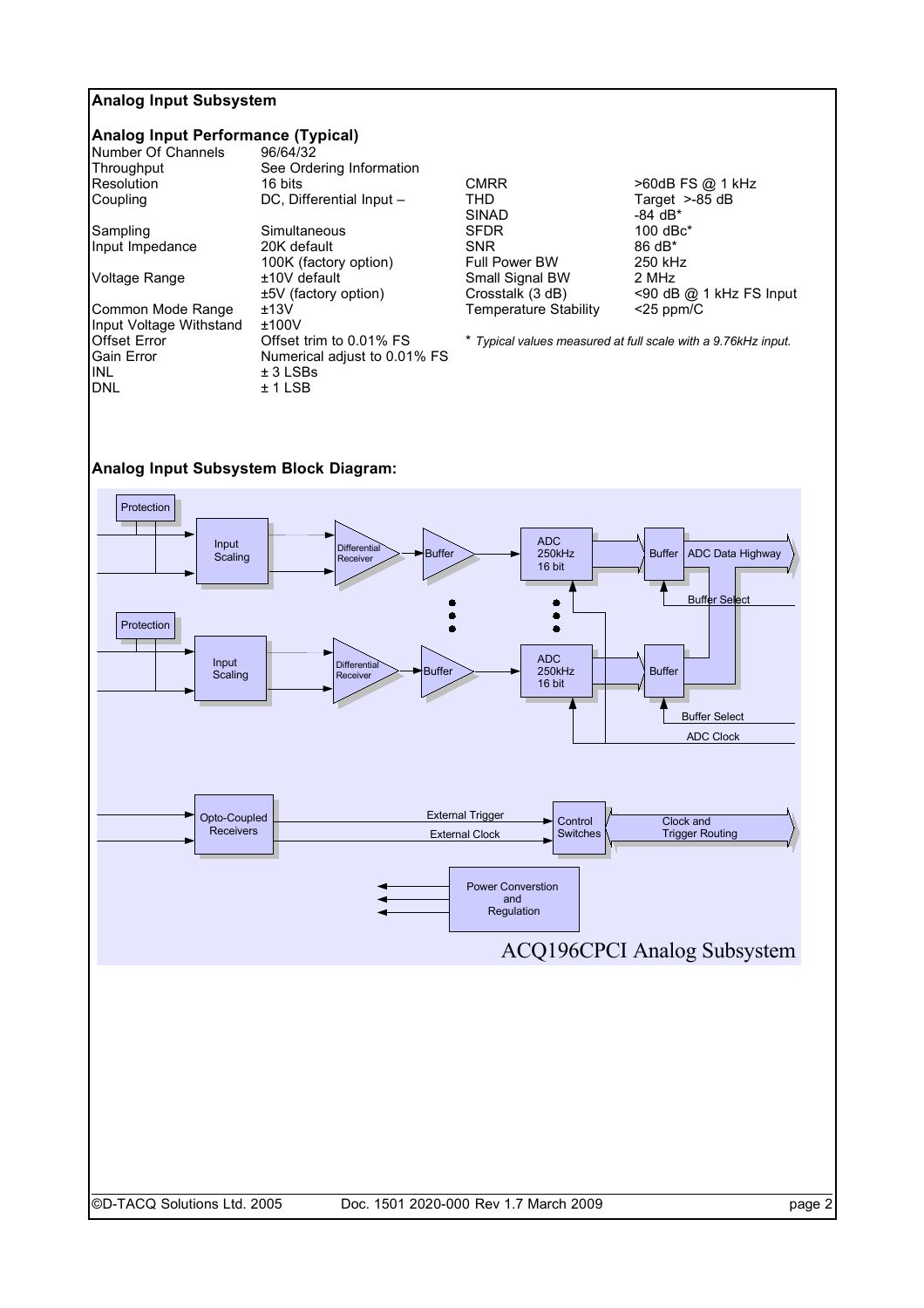## Analog Input Subsystem

### Analog Input Performance (Typical)

| | |
|---|---|
| Number Of Channels | 96/64/32 |
| Throughput | See Ordering Information |
| Resolution | 16 bits |
| Coupling | DC, Differential Input – |
| Sampling | Simultaneous |
| Input Impedance | 20K default<br>100K (factory option) |
| Voltage Range | ±10V default<br>±5V (factory option) |
| Common Mode Range | ±13V |
| Input Voltage Withstand | ±100V |
| Offset Error | Offset trim to 0.01% FS |
| Gain Error | Numerical adjust to 0.01% FS |
| INL | ± 3 LSBs |
| DNL | ± 1 LSB |

| | |
|---|---|
| CMRR | >60dB FS @ 1 kHz |
| THD | Target >-85 dB |
| SINAD | -84 dB* |
| SFDR | 100 dBc* |
| SNR | 86 dB* |
| Full Power BW | 250 kHz |
| Small Signal BW | 2 MHz |
| Crosstalk (3 dB) | <90 dB @ 1 kHz FS Input |
| Temperature Stability | <25 ppm/C |

* *Typical values measured at full scale with a 9.76kHz input.*

### Analog Input Subsystem Block Diagram:

Protection → Input Scaling → Differential Receiver → Buffer → ADC 250kHz 16 bit → Buffer → ADC Data Highway

Buffer Select

Protection → Input Scaling → Differential Receiver → Buffer → ADC 250kHz 16 bit → Buffer

Buffer Select

ADC Clock

Opto-Coupled Receivers → External Trigger / External Clock → Control Switches → Clock and Trigger Routing

Power Converstion and Regulation

ACQ196CPCI Analog Subsystem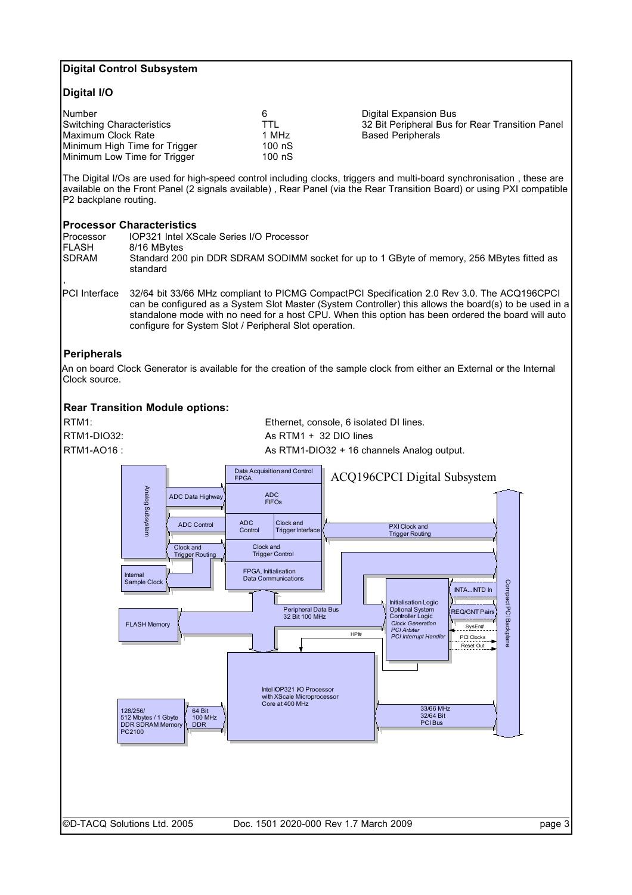## Digital Control Subsystem

### Digital I/O

| | | |
|---|---|---|
| Number | 6 | Digital Expansion Bus |
| Switching Characteristics | TTL | 32 Bit Peripheral Bus for Rear Transition Panel |
| Maximum Clock Rate | 1 MHz | Based Peripherals |
| Minimum High Time for Trigger | 100 nS | |
| Minimum Low Time for Trigger | 100 nS | |

The Digital I/Os are used for high-speed control including clocks, triggers and multi-board synchronisation , these are available on the Front Panel (2 signals available) , Rear Panel (via the Rear Transition Board) or using PXI compatible P2 backplane routing.

### Processor Characteristics

| | |
|---|---|
| Processor | IOP321 Intel XScale Series I/O Processor |
| FLASH | 8/16 MBytes |
| SDRAM | Standard 200 pin DDR SDRAM SODIMM socket for up to 1 GByte of memory, 256 MBytes fitted as standard |

,

| | |
|---|---|
| PCI Interface | 32/64 bit 33/66 MHz compliant to PICMG CompactPCI Specification 2.0 Rev 3.0. The ACQ196CPCI can be configured as a System Slot Master (System Controller) this allows the board(s) to be used in a standalone mode with no need for a host CPU. When this option has been ordered the board will auto configure for System Slot / Peripheral Slot operation. |

### Peripherals

An on board Clock Generator is available for the creation of the sample clock from either an External or the Internal Clock source.

### Rear Transition Module options:

| | |
|---|---|
| RTM1: | Ethernet, console, 6 isolated DI lines. |
| RTM1-DIO32: | As RTM1 + 32 DIO lines |
| RTM1-AO16 : | As RTM1-DIO32 + 16 channels Analog output. |

ACQ196CPCI Digital Subsystem

Analog Subsystem | ADC Data Highway | ADC Control | Clock and Trigger Routing | Internal Sample Clock | Data Acquisition and Control FPGA | ADC FIFOs | ADC Control | Clock and Trigger Interface | Clock and Trigger Control | FPGA, Initialisation Data Communications | PXI Clock and Trigger Routing | FLASH Memory | Peripheral Data Bus 32 Bit 100 MHz | HPI# | Initialisation Logic Optional System Controller Logic *Clock Generation* *PCI Arbiter* *PCI Interrupt Handler* | INTA...INTD In | REQ/GNT Pairs | SysEn# | PCI Clocks | Reset Out | Compact PCI Backplane | Intel IOP321 I/O Processor with XScale Microprocessor Core at 400 MHz | 128/256/ 512 Mbytes / 1 Gbyte DDR SDRAM Memory PC2100 | 64 Bit 100 MHz DDR | 33/66 MHz 32/64 Bit PCI Bus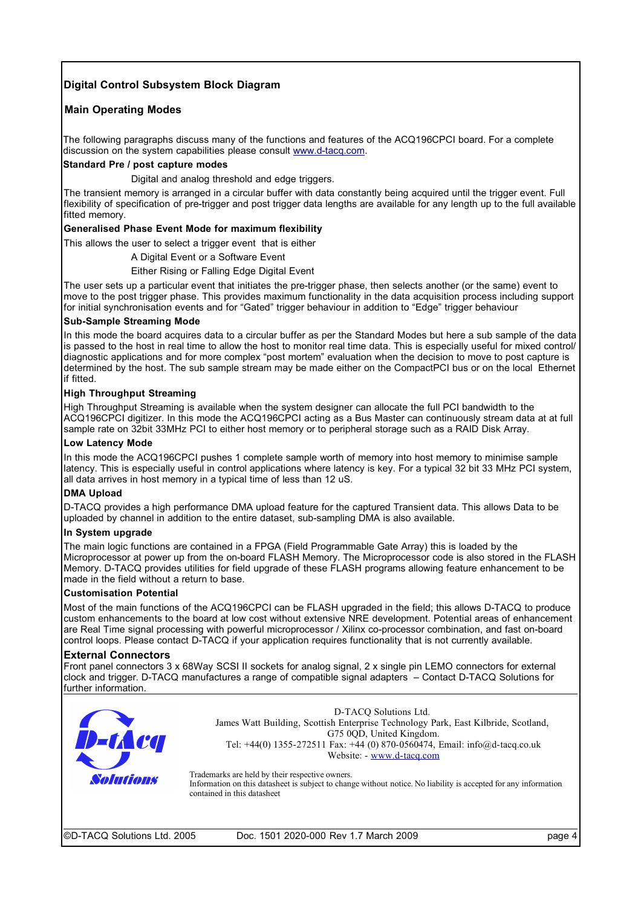## Digital Control Subsystem Block Diagram

## Main Operating Modes

The following paragraphs discuss many of the functions and features of the ACQ196CPCI board. For a complete discussion on the system capabilities please consult www.d-tacq.com.

**Standard Pre / post capture modes**

Digital and analog threshold and edge triggers.

The transient memory is arranged in a circular buffer with data constantly being acquired until the trigger event. Full flexibility of specification of pre-trigger and post trigger data lengths are available for any length up to the full available fitted memory.

**Generalised Phase Event Mode for maximum flexibility**

This allows the user to select a trigger event that is either

A Digital Event or a Software Event

Either Rising or Falling Edge Digital Event

The user sets up a particular event that initiates the pre-trigger phase, then selects another (or the same) event to move to the post trigger phase. This provides maximum functionality in the data acquisition process including support for initial synchronisation events and for "Gated" trigger behaviour in addition to "Edge" trigger behaviour

**Sub-Sample Streaming Mode**

In this mode the board acquires data to a circular buffer as per the Standard Modes but here a sub sample of the data is passed to the host in real time to allow the host to monitor real time data. This is especially useful for mixed control/ diagnostic applications and for more complex "post mortem" evaluation when the decision to move to post capture is determined by the host. The sub sample stream may be made either on the CompactPCI bus or on the local Ethernet if fitted.

**High Throughput Streaming**

High Throughput Streaming is available when the system designer can allocate the full PCI bandwidth to the ACQ196CPCI digitizer. In this mode the ACQ196CPCI acting as a Bus Master can continuously stream data at at full sample rate on 32bit 33MHz PCI to either host memory or to peripheral storage such as a RAID Disk Array.

**Low Latency Mode**

In this mode the ACQ196CPCI pushes 1 complete sample worth of memory into host memory to minimise sample latency. This is especially useful in control applications where latency is key. For a typical 32 bit 33 MHz PCI system, all data arrives in host memory in a typical time of less than 12 uS.

**DMA Upload**

D-TACQ provides a high performance DMA upload feature for the captured Transient data. This allows Data to be uploaded by channel in addition to the entire dataset, sub-sampling DMA is also available.

**In System upgrade**

The main logic functions are contained in a FPGA (Field Programmable Gate Array) this is loaded by the Microprocessor at power up from the on-board FLASH Memory. The Microprocessor code is also stored in the FLASH Memory. D-TACQ provides utilities for field upgrade of these FLASH programs allowing feature enhancement to be made in the field without a return to base.

**Customisation Potential**

Most of the main functions of the ACQ196CPCI can be FLASH upgraded in the field; this allows D-TACQ to produce custom enhancements to the board at low cost without extensive NRE development. Potential areas of enhancement are Real Time signal processing with powerful microprocessor / Xilinx co-processor combination, and fast on-board control loops. Please contact D-TACQ if your application requires functionality that is not currently available.

**External Connectors**

Front panel connectors 3 x 68Way SCSI II sockets for analog signal, 2 x single pin LEMO connectors for external clock and trigger. D-TACQ manufactures a range of compatible signal adapters – Contact D-TACQ Solutions for further information.

D-tAcq Solutions

D-TACQ Solutions Ltd.
James Watt Building, Scottish Enterprise Technology Park, East Kilbride, Scotland, G75 0QD, United Kingdom.
Tel: +44(0) 1355-272511 Fax: +44 (0) 870-0560474, Email: info@d-tacq.co.uk
Website: - www.d-tacq.com

Trademarks are held by their respective owners.
Information on this datasheet is subject to change without notice. No liability is accepted for any information contained in this datasheet

©D-TACQ Solutions Ltd. 2005 Doc. 1501 2020-000 Rev 1.7 March 2009